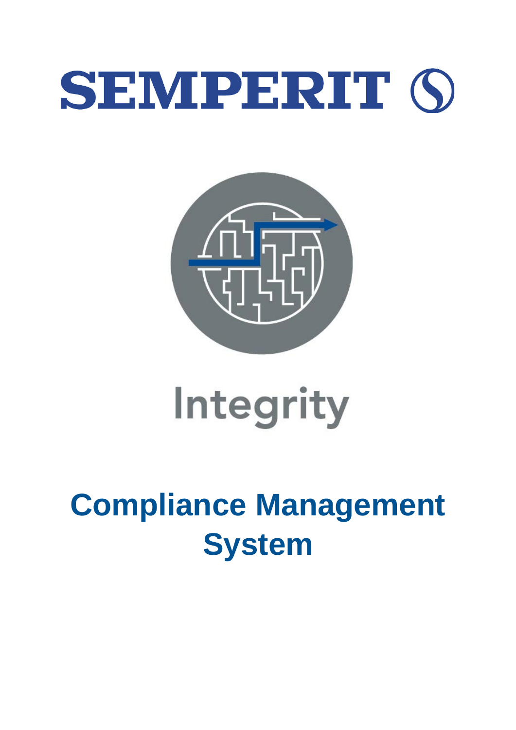SEMPERIT

Integrity

# Compliance Management System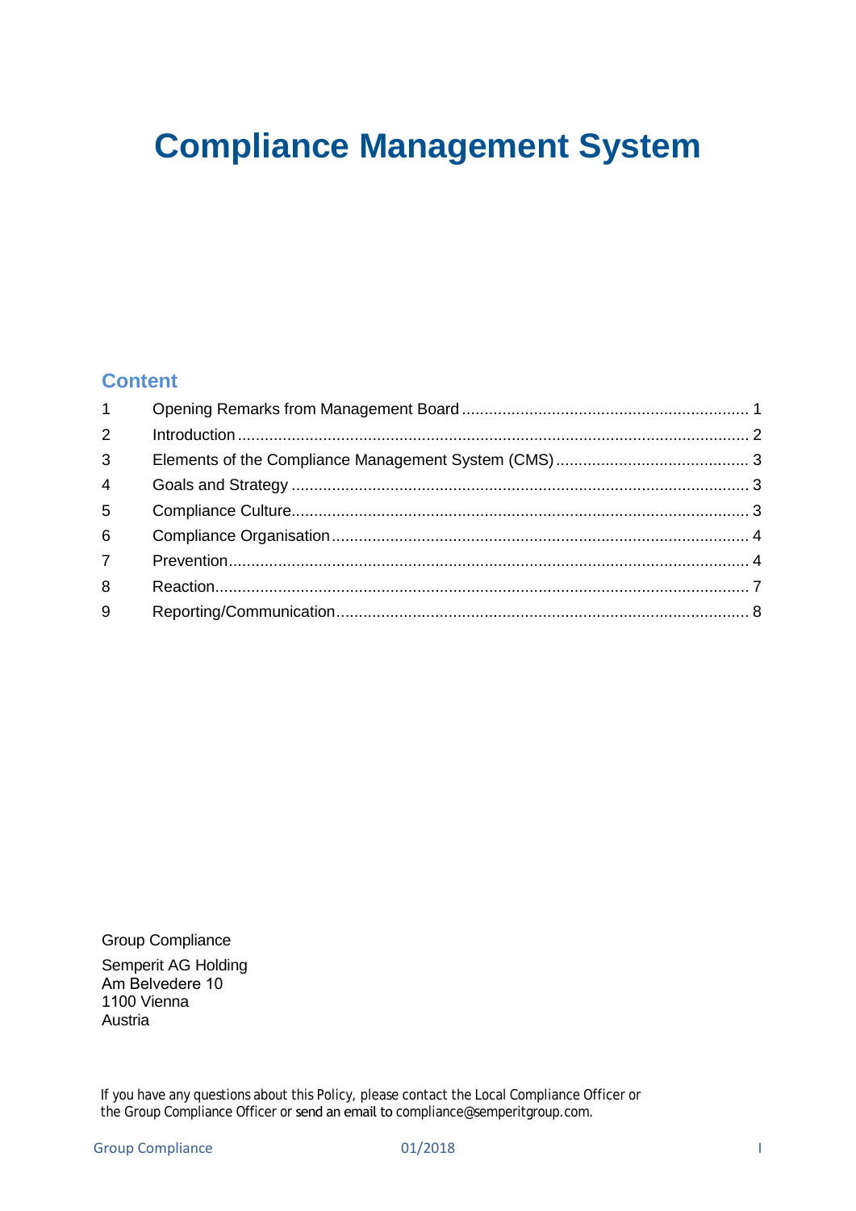# Compliance Management System

## Content

| | | |
|---|---|---|
| 1 | Opening Remarks from Management Board | 1 |
| 2 | Introduction | 2 |
| 3 | Elements of the Compliance Management System (CMS) | 3 |
| 4 | Goals and Strategy | 3 |
| 5 | Compliance Culture | 3 |
| 6 | Compliance Organisation | 4 |
| 7 | Prevention | 4 |
| 8 | Reaction | 7 |
| 9 | Reporting/Communication | 8 |

Group Compliance

Semperit AG Holding
Am Belvedere 10
1100 Vienna
Austria

If you have any questions about this Policy, please contact the Local Compliance Officer or the Group Compliance Officer or send an email to compliance@semperitgroup.com.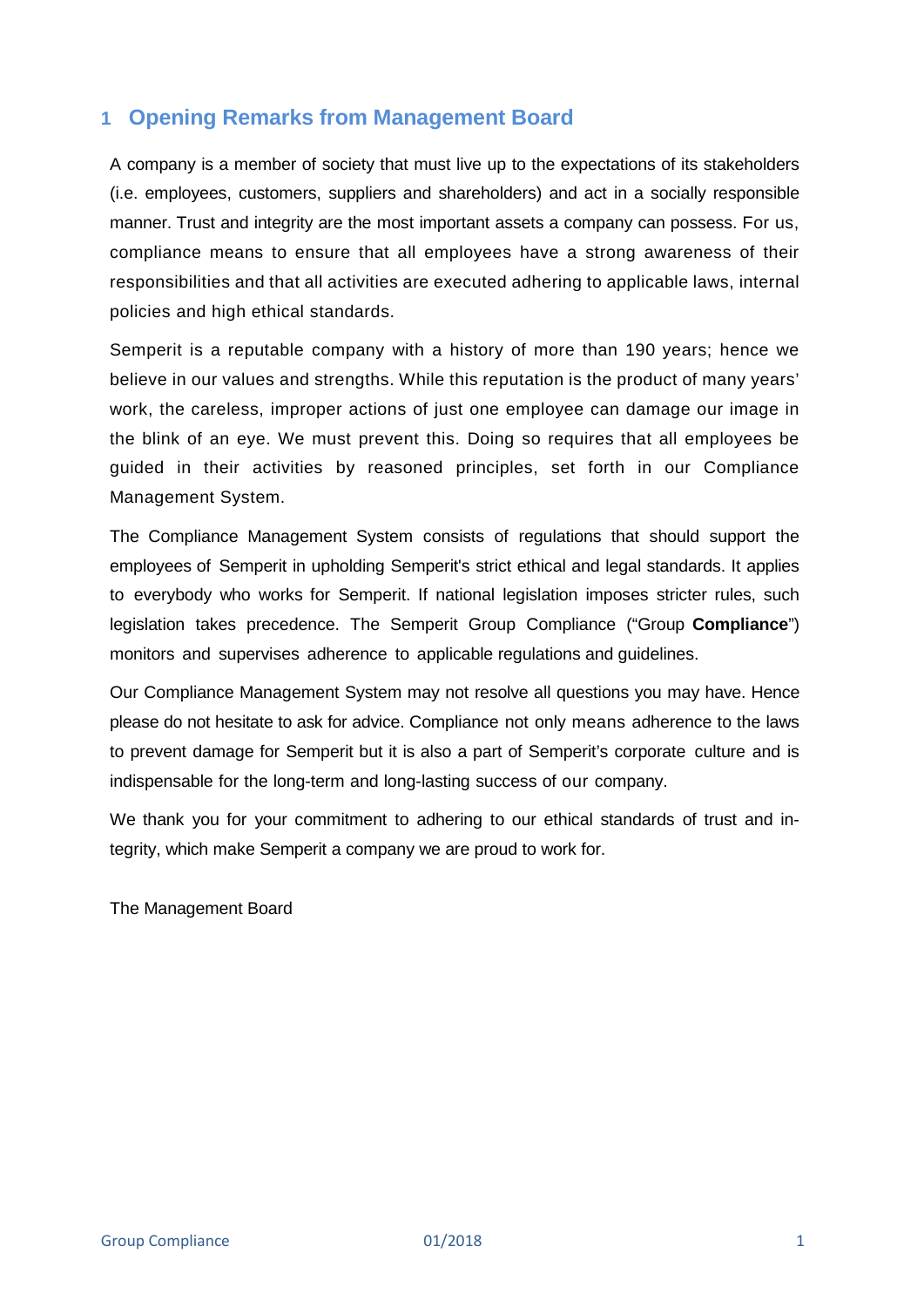## 1 Opening Remarks from Management Board

A company is a member of society that must live up to the expectations of its stakeholders (i.e. employees, customers, suppliers and shareholders) and act in a socially responsible manner. Trust and integrity are the most important assets a company can possess. For us, compliance means to ensure that all employees have a strong awareness of their responsibilities and that all activities are executed adhering to applicable laws, internal policies and high ethical standards.

Semperit is a reputable company with a history of more than 190 years; hence we believe in our values and strengths. While this reputation is the product of many years' work, the careless, improper actions of just one employee can damage our image in the blink of an eye. We must prevent this. Doing so requires that all employees be guided in their activities by reasoned principles, set forth in our Compliance Management System.

The Compliance Management System consists of regulations that should support the employees of Semperit in upholding Semperit's strict ethical and legal standards. It applies to everybody who works for Semperit. If national legislation imposes stricter rules, such legislation takes precedence. The Semperit Group Compliance ("Group **Compliance**") monitors and supervises adherence to applicable regulations and guidelines.

Our Compliance Management System may not resolve all questions you may have. Hence please do not hesitate to ask for advice. Compliance not only means adherence to the laws to prevent damage for Semperit but it is also a part of Semperit's corporate culture and is indispensable for the long-term and long-lasting success of our company.

We thank you for your commitment to adhering to our ethical standards of trust and integrity, which make Semperit a company we are proud to work for.

The Management Board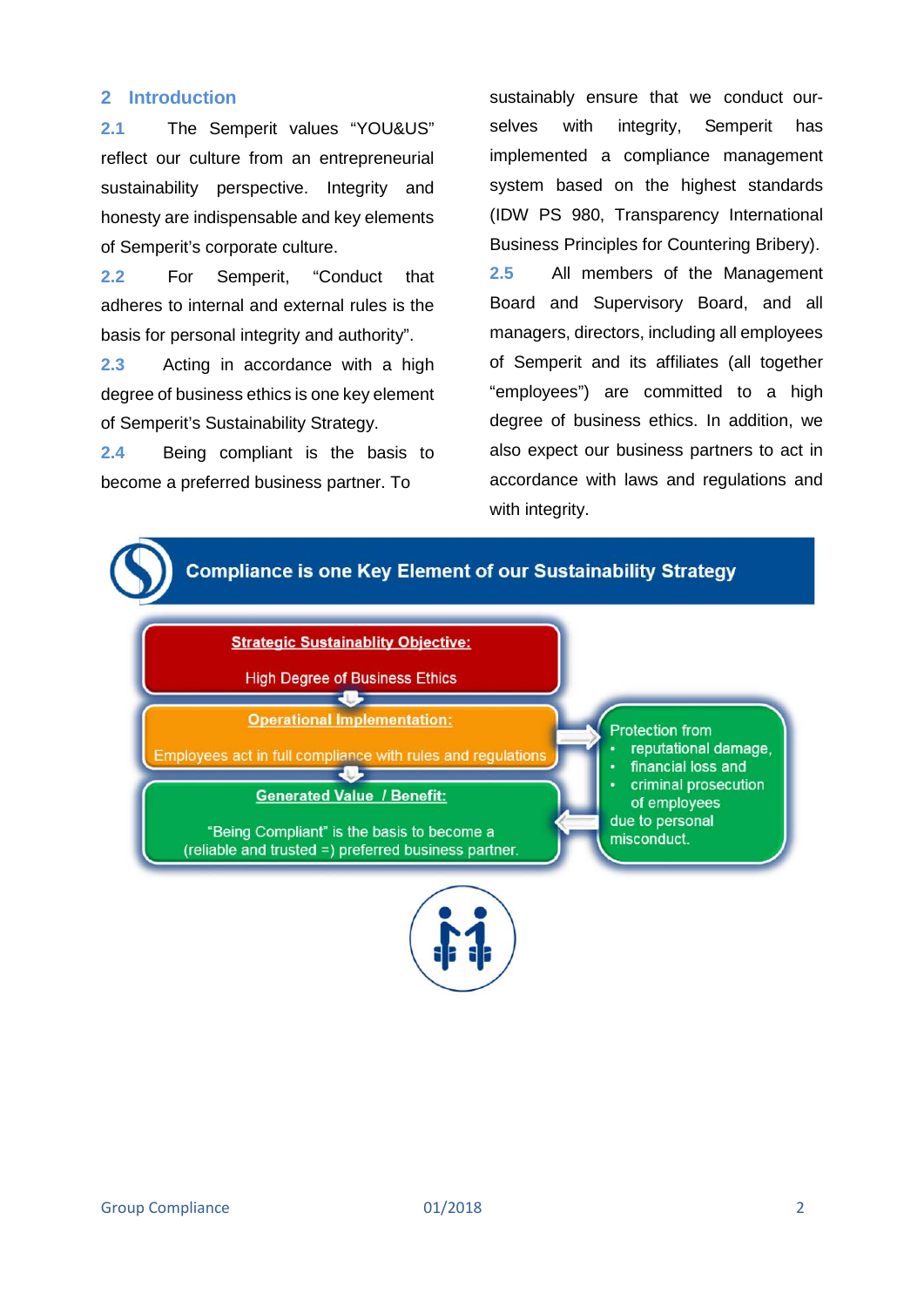## 2 Introduction

**2.1** The Semperit values "YOU&US" reflect our culture from an entrepreneurial sustainability perspective. Integrity and honesty are indispensable and key elements of Semperit's corporate culture.

**2.2** For Semperit, "Conduct that adheres to internal and external rules is the basis for personal integrity and authority".

**2.3** Acting in accordance with a high degree of business ethics is one key element of Semperit's Sustainability Strategy.

**2.4** Being compliant is the basis to become a preferred business partner. To sustainably ensure that we conduct ourselves with integrity, Semperit has implemented a compliance management system based on the highest standards (IDW PS 980, Transparency International Business Principles for Countering Bribery).

**2.5** All members of the Management Board and Supervisory Board, and all managers, directors, including all employees of Semperit and its affiliates (all together "employees") are committed to a high degree of business ethics. In addition, we also expect our business partners to act in accordance with laws and regulations and with integrity.

**Compliance is one Key Element of our Sustainability Strategy**

**Strategic Sustainablity Objective:**
High Degree of Business Ethics

**Operational Implementation:**
Employees act in full compliance with rules and regulations

**Generated Value / Benefit:**
"Being Compliant" is the basis to become a (reliable and trusted =) preferred business partner.

Protection from
- reputational damage,
- financial loss and
- criminal prosecution of employees

due to personal misconduct.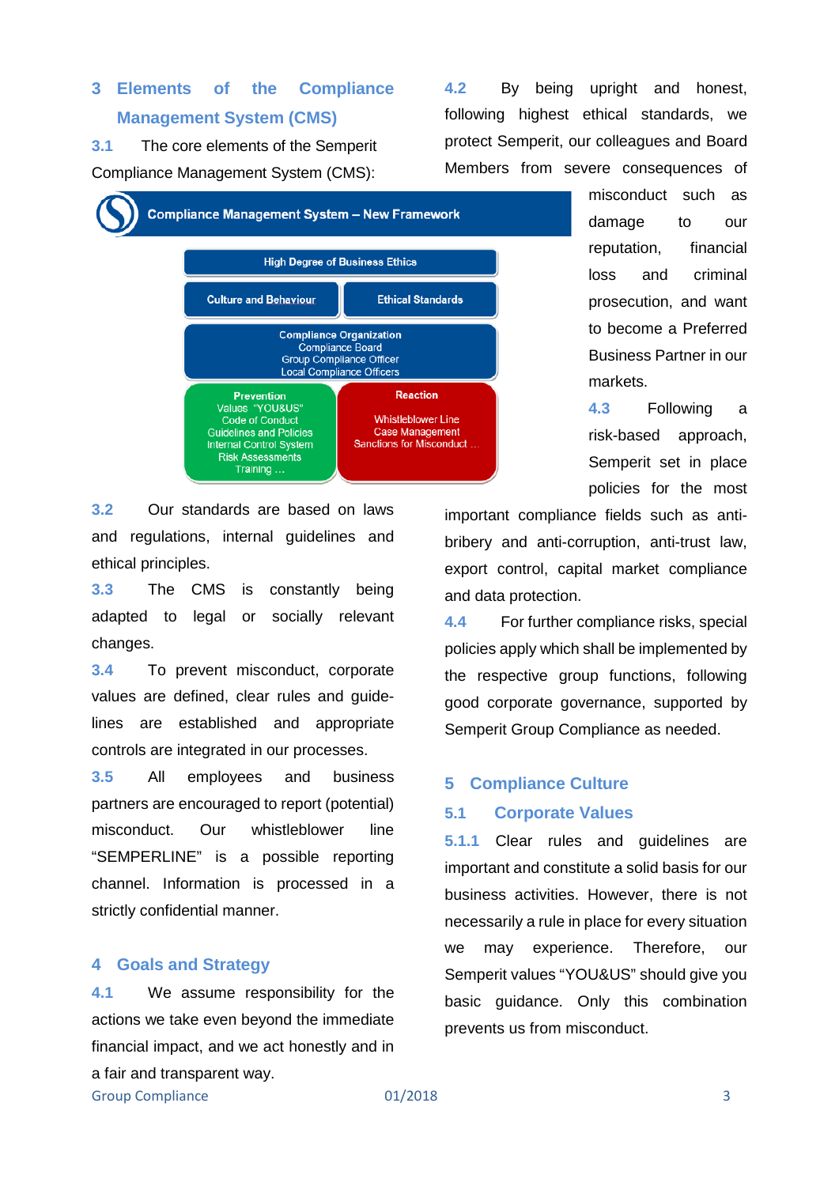## 3 Elements of the Compliance Management System (CMS)

**3.1** The core elements of the Semperit Compliance Management System (CMS):

**Compliance Management System – New Framework**

High Degree of Business Ethics

Culture and Behaviour | Ethical Standards

Compliance Organization
Compliance Board
Group Compliance Officer
Local Compliance Officers

**Prevention**
Values "YOU&US"
Code of Conduct
Guidelines and Policies
Internal Control System
Risk Assessments
Training …

**Reaction**
Whistleblower Line
Case Management
Sanctions for Misconduct …

**3.2** Our standards are based on laws and regulations, internal guidelines and ethical principles.

**3.3** The CMS is constantly being adapted to legal or socially relevant changes.

**3.4** To prevent misconduct, corporate values are defined, clear rules and guide-lines are established and appropriate controls are integrated in our processes.

**3.5** All employees and business partners are encouraged to report (potential) misconduct. Our whistleblower line "SEMPERLINE" is a possible reporting channel. Information is processed in a strictly confidential manner.

## 4 Goals and Strategy

**4.1** We assume responsibility for the actions we take even beyond the immediate financial impact, and we act honestly and in a fair and transparent way.

**4.2** By being upright and honest, following highest ethical standards, we protect Semperit, our colleagues and Board Members from severe consequences of misconduct such as damage to our reputation, financial loss and criminal prosecution, and want to become a Preferred Business Partner in our markets.

**4.3** Following a risk-based approach, Semperit set in place policies for the most important compliance fields such as anti-bribery and anti-corruption, anti-trust law, export control, capital market compliance and data protection.

**4.4** For further compliance risks, special policies apply which shall be implemented by the respective group functions, following good corporate governance, supported by Semperit Group Compliance as needed.

## 5 Compliance Culture

### 5.1 Corporate Values

**5.1.1** Clear rules and guidelines are important and constitute a solid basis for our business activities. However, there is not necessarily a rule in place for every situation we may experience. Therefore, our Semperit values "YOU&US" should give you basic guidance. Only this combination prevents us from misconduct.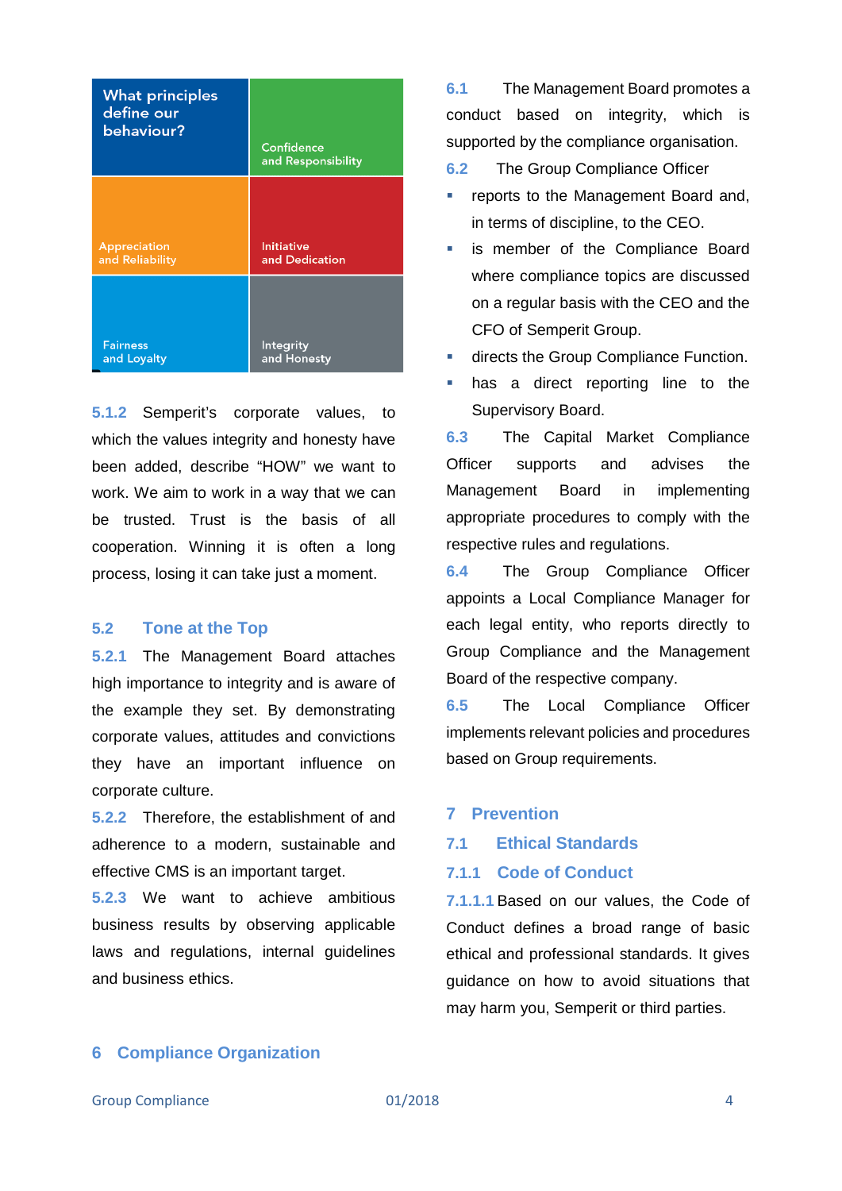| What principles define our behaviour? | Confidence and Responsibility |
| --- | --- |
| Appreciation and Reliability | Initiative and Dedication |
| Fairness and Loyalty | Integrity and Honesty |

5.1.2 Semperit's corporate values, to which the values integrity and honesty have been added, describe "HOW" we want to work. We aim to work in a way that we can be trusted. Trust is the basis of all cooperation. Winning it is often a long process, losing it can take just a moment.

## 5.2 Tone at the Top

5.2.1 The Management Board attaches high importance to integrity and is aware of the example they set. By demonstrating corporate values, attitudes and convictions they have an important influence on corporate culture.

5.2.2 Therefore, the establishment of and adherence to a modern, sustainable and effective CMS is an important target.

5.2.3 We want to achieve ambitious business results by observing applicable laws and regulations, internal guidelines and business ethics.

# 6 Compliance Organization

6.1 The Management Board promotes a conduct based on integrity, which is supported by the compliance organisation.

6.2 The Group Compliance Officer

- reports to the Management Board and, in terms of discipline, to the CEO.
- is member of the Compliance Board where compliance topics are discussed on a regular basis with the CEO and the CFO of Semperit Group.
- directs the Group Compliance Function.
- has a direct reporting line to the Supervisory Board.

6.3 The Capital Market Compliance Officer supports and advises the Management Board in implementing appropriate procedures to comply with the respective rules and regulations.

6.4 The Group Compliance Officer appoints a Local Compliance Manager for each legal entity, who reports directly to Group Compliance and the Management Board of the respective company.

6.5 The Local Compliance Officer implements relevant policies and procedures based on Group requirements.

# 7 Prevention

## 7.1 Ethical Standards

### 7.1.1 Code of Conduct

7.1.1.1 Based on our values, the Code of Conduct defines a broad range of basic ethical and professional standards. It gives guidance on how to avoid situations that may harm you, Semperit or third parties.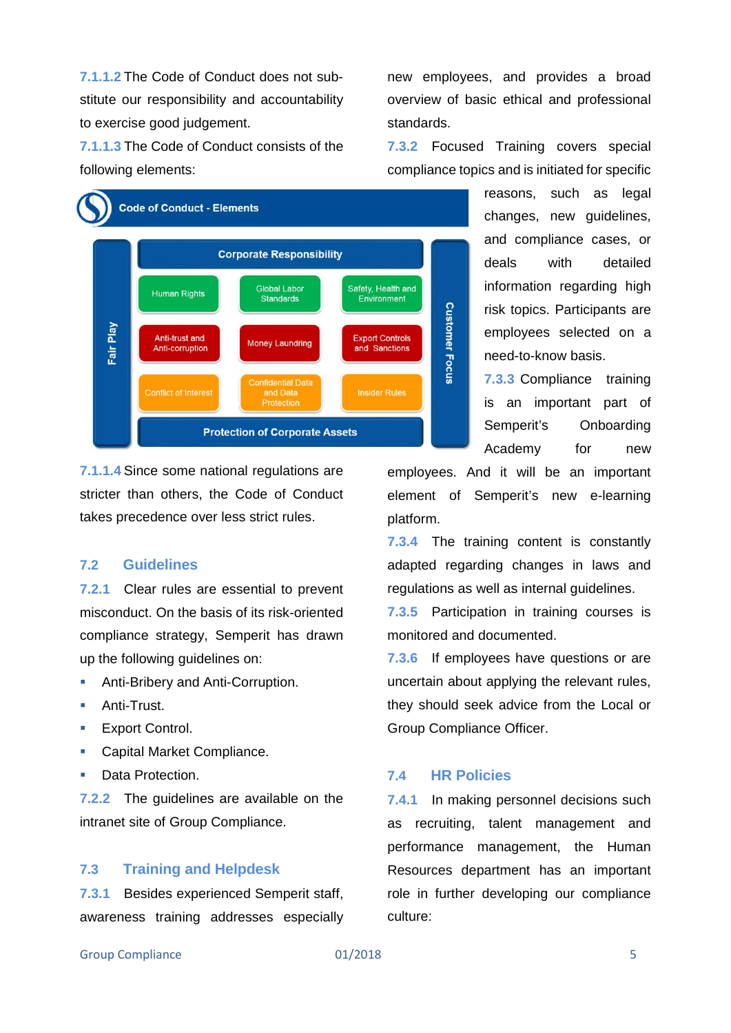**7.1.1.2** The Code of Conduct does not substitute our responsibility and accountability to exercise good judgement.

**7.1.1.3** The Code of Conduct consists of the following elements:

**Code of Conduct - Elements**

| Fair Play | Corporate Responsibility | | | Customer Focus |
|---|---|---|---|---|
| | Human Rights | Global Labor Standards | Safety, Health and Environment | |
| | Anti-trust and Anti-corruption | Money Laundring | Export Controls and Sanctions | |
| | Conflict of Interest | Confidential Data and Data Protection | Insider Rules | |
| | Protection of Corporate Assets | | | |

**7.1.1.4** Since some national regulations are stricter than others, the Code of Conduct takes precedence over less strict rules.

## 7.2 Guidelines

**7.2.1** Clear rules are essential to prevent misconduct. On the basis of its risk-oriented compliance strategy, Semperit has drawn up the following guidelines on:

- Anti-Bribery and Anti-Corruption.
- Anti-Trust.
- Export Control.
- Capital Market Compliance.
- Data Protection.

**7.2.2** The guidelines are available on the intranet site of Group Compliance.

## 7.3 Training and Helpdesk

**7.3.1** Besides experienced Semperit staff, awareness training addresses especially new employees, and provides a broad overview of basic ethical and professional standards.

**7.3.2** Focused Training covers special compliance topics and is initiated for specific reasons, such as legal changes, new guidelines, and compliance cases, or deals with detailed information regarding high risk topics. Participants are employees selected on a need-to-know basis.

**7.3.3** Compliance training is an important part of Semperit's Onboarding Academy for new employees. And it will be an important element of Semperit's new e-learning platform.

**7.3.4** The training content is constantly adapted regarding changes in laws and regulations as well as internal guidelines.

**7.3.5** Participation in training courses is monitored and documented.

**7.3.6** If employees have questions or are uncertain about applying the relevant rules, they should seek advice from the Local or Group Compliance Officer.

## 7.4 HR Policies

**7.4.1** In making personnel decisions such as recruiting, talent management and performance management, the Human Resources department has an important role in further developing our compliance culture: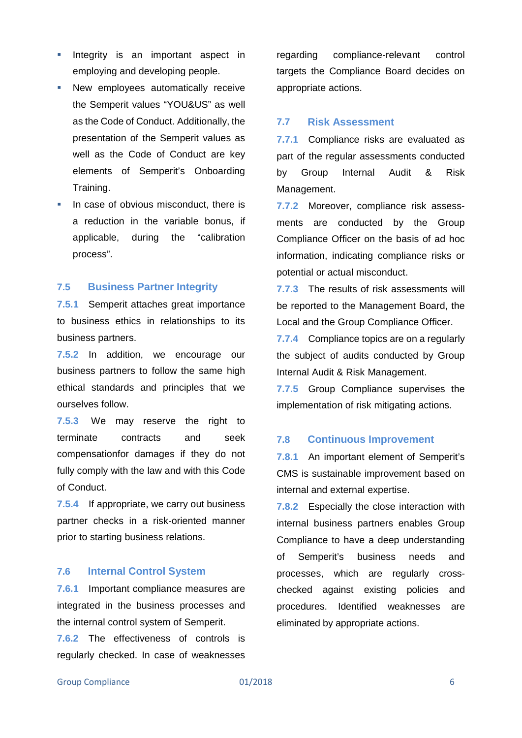- Integrity is an important aspect in employing and developing people.
- New employees automatically receive the Semperit values "YOU&US" as well as the Code of Conduct. Additionally, the presentation of the Semperit values as well as the Code of Conduct are key elements of Semperit's Onboarding Training.
- In case of obvious misconduct, there is a reduction in the variable bonus, if applicable, during the "calibration process".

## 7.5 Business Partner Integrity

**7.5.1** Semperit attaches great importance to business ethics in relationships to its business partners.

**7.5.2** In addition, we encourage our business partners to follow the same high ethical standards and principles that we ourselves follow.

**7.5.3** We may reserve the right to terminate contracts and seek compensationfor damages if they do not fully comply with the law and with this Code of Conduct.

**7.5.4** If appropriate, we carry out business partner checks in a risk-oriented manner prior to starting business relations.

## 7.6 Internal Control System

**7.6.1** Important compliance measures are integrated in the business processes and the internal control system of Semperit.

**7.6.2** The effectiveness of controls is regularly checked. In case of weaknesses regarding compliance-relevant control targets the Compliance Board decides on appropriate actions.

## 7.7 Risk Assessment

**7.7.1** Compliance risks are evaluated as part of the regular assessments conducted by Group Internal Audit & Risk Management.

**7.7.2** Moreover, compliance risk assessments are conducted by the Group Compliance Officer on the basis of ad hoc information, indicating compliance risks or potential or actual misconduct.

**7.7.3** The results of risk assessments will be reported to the Management Board, the Local and the Group Compliance Officer.

**7.7.4** Compliance topics are on a regularly the subject of audits conducted by Group Internal Audit & Risk Management.

**7.7.5** Group Compliance supervises the implementation of risk mitigating actions.

## 7.8 Continuous Improvement

**7.8.1** An important element of Semperit's CMS is sustainable improvement based on internal and external expertise.

**7.8.2** Especially the close interaction with internal business partners enables Group Compliance to have a deep understanding of Semperit's business needs and processes, which are regularly cross-checked against existing policies and procedures. Identified weaknesses are eliminated by appropriate actions.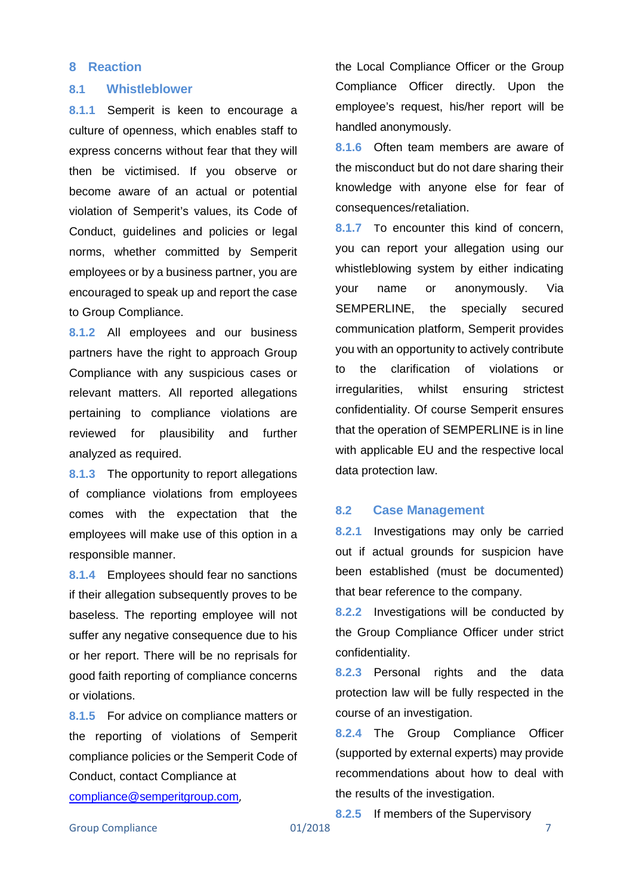# 8 Reaction

## 8.1 Whistleblower

8.1.1 Semperit is keen to encourage a culture of openness, which enables staff to express concerns without fear that they will then be victimised. If you observe or become aware of an actual or potential violation of Semperit's values, its Code of Conduct, guidelines and policies or legal norms, whether committed by Semperit employees or by a business partner, you are encouraged to speak up and report the case to Group Compliance.

8.1.2 All employees and our business partners have the right to approach Group Compliance with any suspicious cases or relevant matters. All reported allegations pertaining to compliance violations are reviewed for plausibility and further analyzed as required.

8.1.3 The opportunity to report allegations of compliance violations from employees comes with the expectation that the employees will make use of this option in a responsible manner.

8.1.4 Employees should fear no sanctions if their allegation subsequently proves to be baseless. The reporting employee will not suffer any negative consequence due to his or her report. There will be no reprisals for good faith reporting of compliance concerns or violations.

8.1.5 For advice on compliance matters or the reporting of violations of Semperit compliance policies or the Semperit Code of Conduct, contact Compliance at compliance@semperitgroup.com, the Local Compliance Officer or the Group Compliance Officer directly. Upon the employee's request, his/her report will be handled anonymously.

8.1.6 Often team members are aware of the misconduct but do not dare sharing their knowledge with anyone else for fear of consequences/retaliation.

8.1.7 To encounter this kind of concern, you can report your allegation using our whistleblowing system by either indicating your name or anonymously. Via SEMPERLINE, the specially secured communication platform, Semperit provides you with an opportunity to actively contribute to the clarification of violations or irregularities, whilst ensuring strictest confidentiality. Of course Semperit ensures that the operation of SEMPERLINE is in line with applicable EU and the respective local data protection law.

## 8.2 Case Management

8.2.1 Investigations may only be carried out if actual grounds for suspicion have been established (must be documented) that bear reference to the company.

8.2.2 Investigations will be conducted by the Group Compliance Officer under strict confidentiality.

8.2.3 Personal rights and the data protection law will be fully respected in the course of an investigation.

8.2.4 The Group Compliance Officer (supported by external experts) may provide recommendations about how to deal with the results of the investigation.

8.2.5 If members of the Supervisory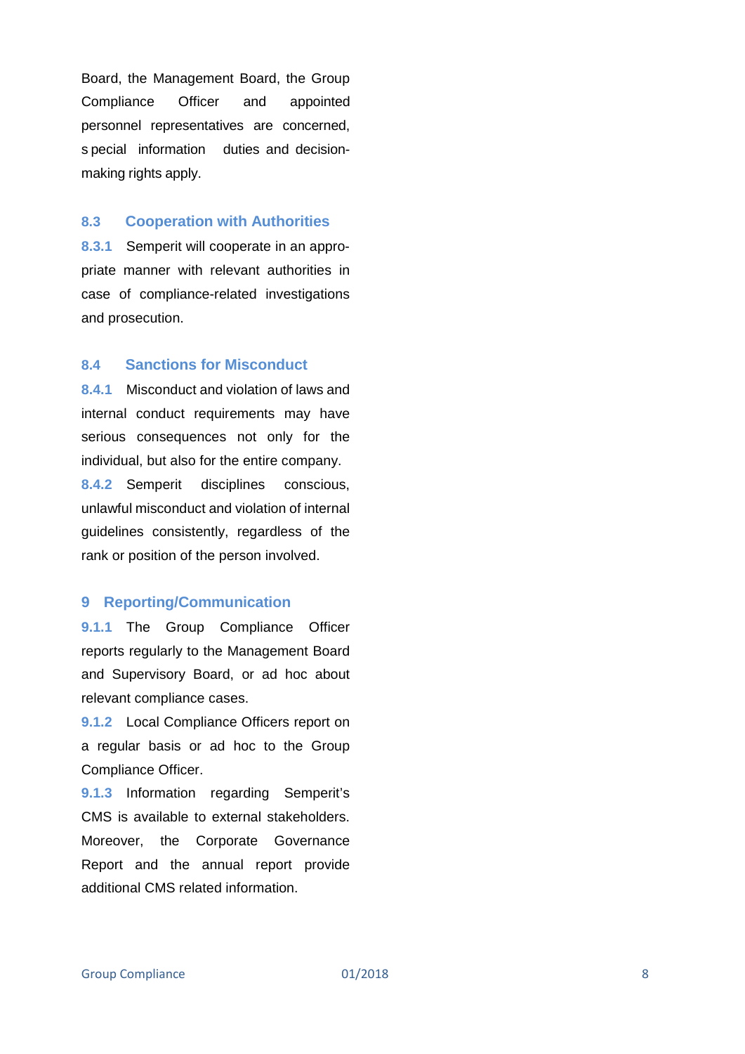Board, the Management Board, the Group Compliance Officer and appointed personnel representatives are concerned, special information duties and decision-making rights apply.

### 8.3 Cooperation with Authorities

**8.3.1** Semperit will cooperate in an appropriate manner with relevant authorities in case of compliance-related investigations and prosecution.

### 8.4 Sanctions for Misconduct

**8.4.1** Misconduct and violation of laws and internal conduct requirements may have serious consequences not only for the individual, but also for the entire company.

**8.4.2** Semperit disciplines conscious, unlawful misconduct and violation of internal guidelines consistently, regardless of the rank or position of the person involved.

## 9 Reporting/Communication

**9.1.1** The Group Compliance Officer reports regularly to the Management Board and Supervisory Board, or ad hoc about relevant compliance cases.

**9.1.2** Local Compliance Officers report on a regular basis or ad hoc to the Group Compliance Officer.

**9.1.3** Information regarding Semperit's CMS is available to external stakeholders. Moreover, the Corporate Governance Report and the annual report provide additional CMS related information.